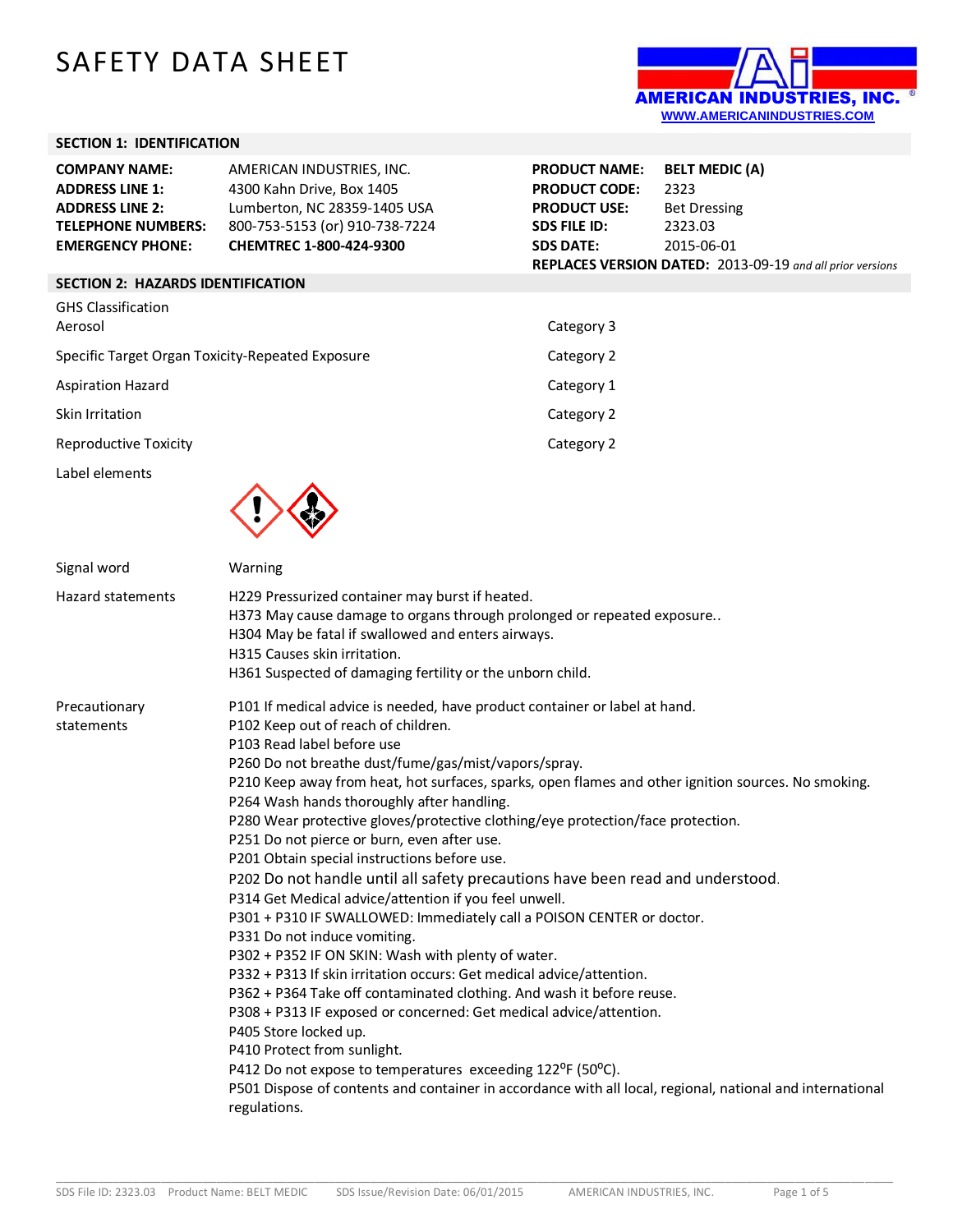# SAFETY DATA SHEET

AMERICAN INDUSTRIES, INC.
WWW.AMERICANINDUSTRIES.COM

## SECTION 1: IDENTIFICATION

| | | | |
|---|---|---|---|
| **COMPANY NAME:** | AMERICAN INDUSTRIES, INC. | **PRODUCT NAME:** | **BELT MEDIC (A)** |
| **ADDRESS LINE 1:** | 4300 Kahn Drive, Box 1405 | **PRODUCT CODE:** | 2323 |
| **ADDRESS LINE 2:** | Lumberton, NC 28359-1405 USA | **PRODUCT USE:** | Bet Dressing |
| **TELEPHONE NUMBERS:** | 800-753-5153 (or) 910-738-7224 | **SDS FILE ID:** | 2323.03 |
| **EMERGENCY PHONE:** | **CHEMTREC 1-800-424-9300** | **SDS DATE:** | 2015-06-01 |

**REPLACES VERSION DATED:** 2013-09-19 *and all prior versions*

## SECTION 2: HAZARDS IDENTIFICATION

GHS Classification

| | |
|---|---|
| Aerosol | Category 3 |
| Specific Target Organ Toxicity-Repeated Exposure | Category 2 |
| Aspiration Hazard | Category 1 |
| Skin Irritation | Category 2 |
| Reproductive Toxicity | Category 2 |

Label elements

Signal word: Warning

Hazard statements:
H229 Pressurized container may burst if heated.
H373 May cause damage to organs through prolonged or repeated exposure..
H304 May be fatal if swallowed and enters airways.
H315 Causes skin irritation.
H361 Suspected of damaging fertility or the unborn child.

Precautionary statements:
P101 If medical advice is needed, have product container or label at hand.
P102 Keep out of reach of children.
P103 Read label before use
P260 Do not breathe dust/fume/gas/mist/vapors/spray.
P210 Keep away from heat, hot surfaces, sparks, open flames and other ignition sources. No smoking.
P264 Wash hands thoroughly after handling.
P280 Wear protective gloves/protective clothing/eye protection/face protection.
P251 Do not pierce or burn, even after use.
P201 Obtain special instructions before use.
P202 Do not handle until all safety precautions have been read and understood.
P314 Get Medical advice/attention if you feel unwell.
P301 + P310 IF SWALLOWED: Immediately call a POISON CENTER or doctor.
P331 Do not induce vomiting.
P302 + P352 IF ON SKIN: Wash with plenty of water.
P332 + P313 If skin irritation occurs: Get medical advice/attention.
P362 + P364 Take off contaminated clothing. And wash it before reuse.
P308 + P313 IF exposed or concerned: Get medical advice/attention.
P405 Store locked up.
P410 Protect from sunlight.
P412 Do not expose to temperatures exceeding 122°F (50°C).
P501 Dispose of contents and container in accordance with all local, regional, national and international regulations.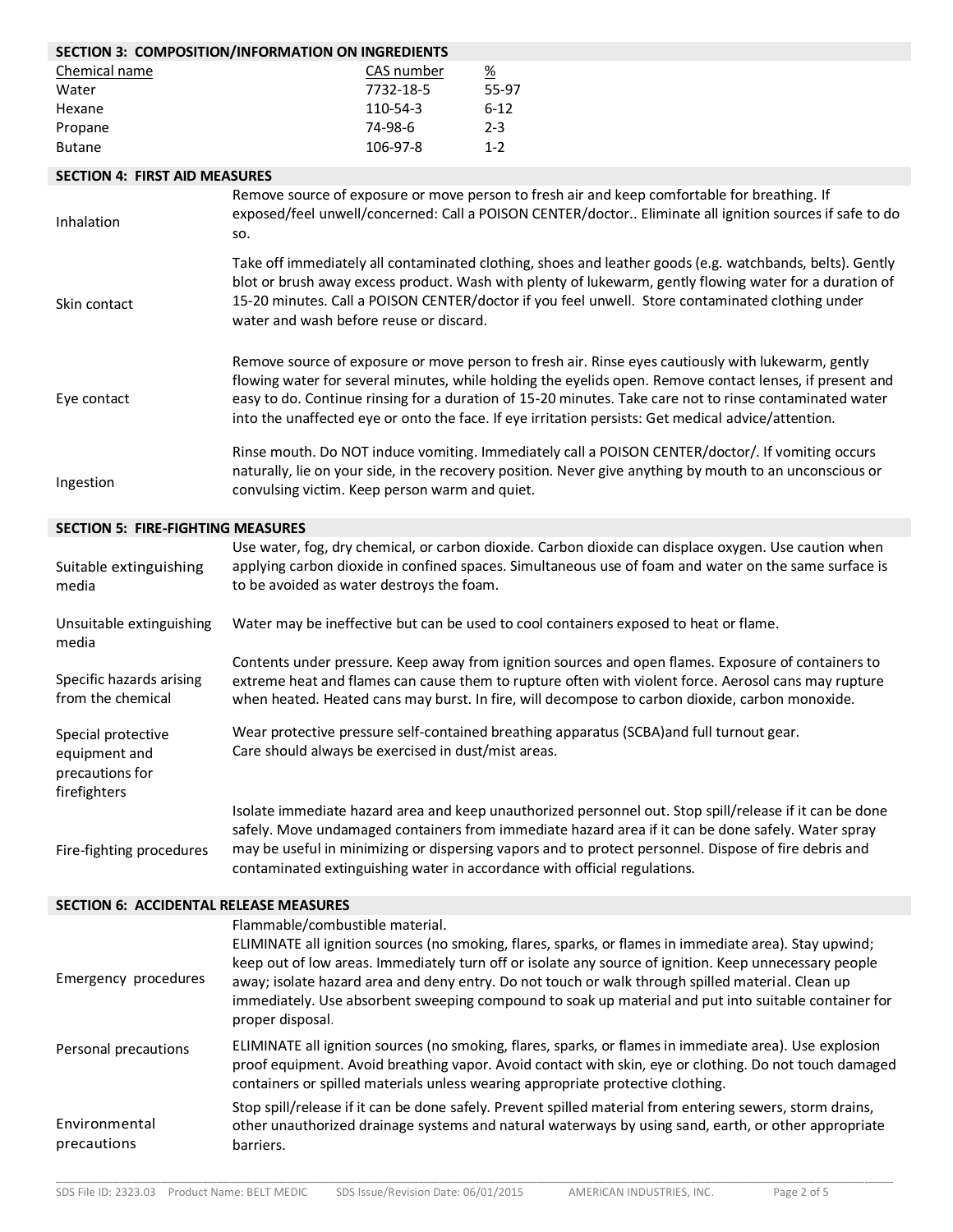## SECTION 3: COMPOSITION/INFORMATION ON INGREDIENTS

| Chemical name | CAS number | % |
|---|---|---|
| Water | 7732-18-5 | 55-97 |
| Hexane | 110-54-3 | 6-12 |
| Propane | 74-98-6 | 2-3 |
| Butane | 106-97-8 | 1-2 |

## SECTION 4: FIRST AID MEASURES

| | |
|---|---|
| Inhalation | Remove source of exposure or move person to fresh air and keep comfortable for breathing. If exposed/feel unwell/concerned: Call a POISON CENTER/doctor.. Eliminate all ignition sources if safe to do so. |
| Skin contact | Take off immediately all contaminated clothing, shoes and leather goods (e.g. watchbands, belts). Gently blot or brush away excess product. Wash with plenty of lukewarm, gently flowing water for a duration of 15-20 minutes. Call a POISON CENTER/doctor if you feel unwell. Store contaminated clothing under water and wash before reuse or discard. |
| Eye contact | Remove source of exposure or move person to fresh air. Rinse eyes cautiously with lukewarm, gently flowing water for several minutes, while holding the eyelids open. Remove contact lenses, if present and easy to do. Continue rinsing for a duration of 15-20 minutes. Take care not to rinse contaminated water into the unaffected eye or onto the face. If eye irritation persists: Get medical advice/attention. |
| Ingestion | Rinse mouth. Do NOT induce vomiting. Immediately call a POISON CENTER/doctor/. If vomiting occurs naturally, lie on your side, in the recovery position. Never give anything by mouth to an unconscious or convulsing victim. Keep person warm and quiet. |

## SECTION 5: FIRE-FIGHTING MEASURES

| | |
|---|---|
| Suitable extinguishing media | Use water, fog, dry chemical, or carbon dioxide. Carbon dioxide can displace oxygen. Use caution when applying carbon dioxide in confined spaces. Simultaneous use of foam and water on the same surface is to be avoided as water destroys the foam. |
| Unsuitable extinguishing media | Water may be ineffective but can be used to cool containers exposed to heat or flame. |
| Specific hazards arising from the chemical | Contents under pressure. Keep away from ignition sources and open flames. Exposure of containers to extreme heat and flames can cause them to rupture often with violent force. Aerosol cans may rupture when heated. Heated cans may burst. In fire, will decompose to carbon dioxide, carbon monoxide. |
| Special protective equipment and precautions for firefighters | Wear protective pressure self-contained breathing apparatus (SCBA)and full turnout gear. Care should always be exercised in dust/mist areas. |
| Fire-fighting procedures | Isolate immediate hazard area and keep unauthorized personnel out. Stop spill/release if it can be done safely. Move undamaged containers from immediate hazard area if it can be done safely. Water spray may be useful in minimizing or dispersing vapors and to protect personnel. Dispose of fire debris and contaminated extinguishing water in accordance with official regulations. |

## SECTION 6: ACCIDENTAL RELEASE MEASURES

| | |
|---|---|
| Emergency procedures | Flammable/combustible material. ELIMINATE all ignition sources (no smoking, flares, sparks, or flames in immediate area). Stay upwind; keep out of low areas. Immediately turn off or isolate any source of ignition. Keep unnecessary people away; isolate hazard area and deny entry. Do not touch or walk through spilled material. Clean up immediately. Use absorbent sweeping compound to soak up material and put into suitable container for proper disposal. |
| Personal precautions | ELIMINATE all ignition sources (no smoking, flares, sparks, or flames in immediate area). Use explosion proof equipment. Avoid breathing vapor. Avoid contact with skin, eye or clothing. Do not touch damaged containers or spilled materials unless wearing appropriate protective clothing. |
| Environmental precautions | Stop spill/release if it can be done safely. Prevent spilled material from entering sewers, storm drains, other unauthorized drainage systems and natural waterways by using sand, earth, or other appropriate barriers. |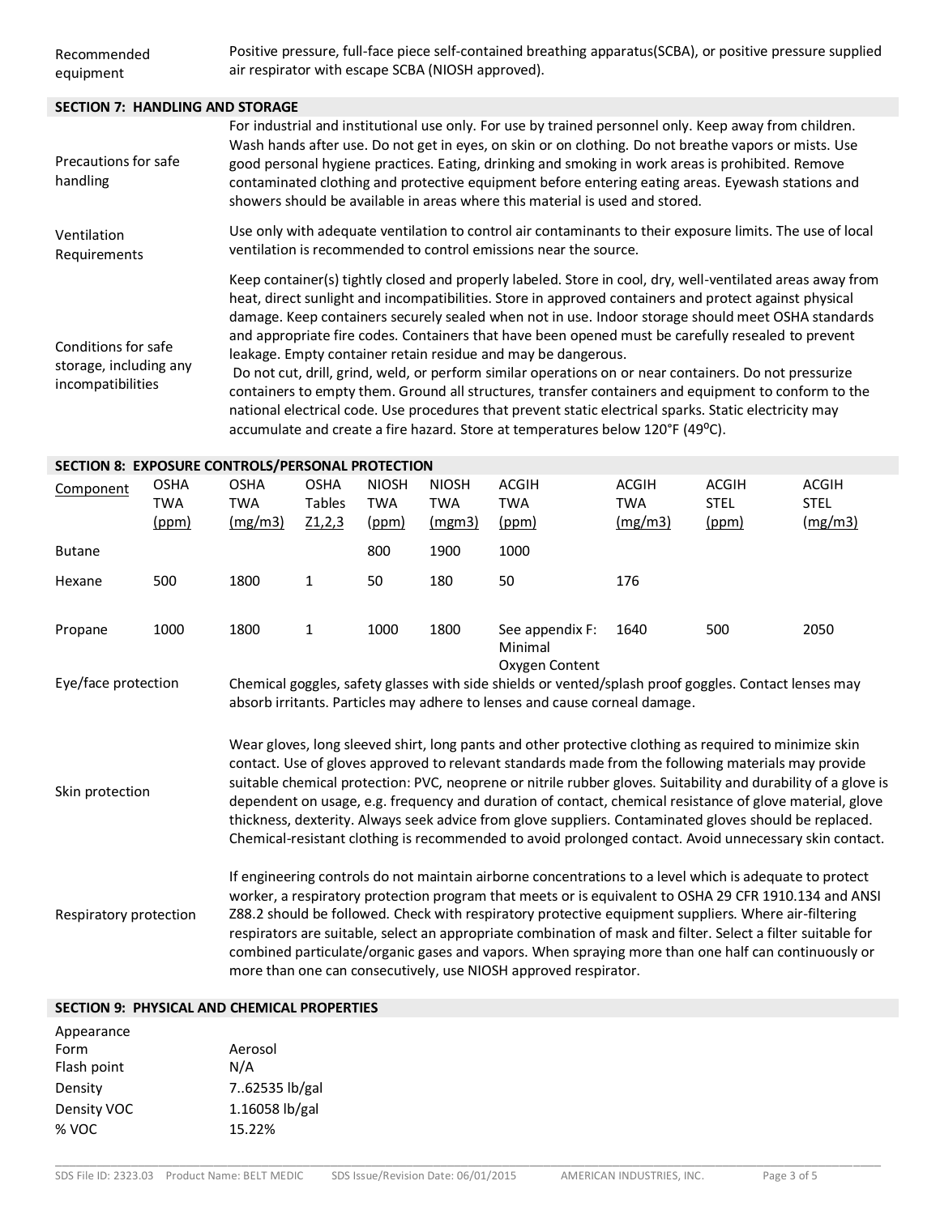| | |
|---|---|
| Recommended equipment | Positive pressure, full-face piece self-contained breathing apparatus(SCBA), or positive pressure supplied air respirator with escape SCBA (NIOSH approved). |

## SECTION 7: HANDLING AND STORAGE

| | |
|---|---|
| Precautions for safe handling | For industrial and institutional use only. For use by trained personnel only. Keep away from children. Wash hands after use. Do not get in eyes, on skin or on clothing. Do not breathe vapors or mists. Use good personal hygiene practices. Eating, drinking and smoking in work areas is prohibited. Remove contaminated clothing and protective equipment before entering eating areas. Eyewash stations and showers should be available in areas where this material is used and stored. |
| Ventilation Requirements | Use only with adequate ventilation to control air contaminants to their exposure limits. The use of local ventilation is recommended to control emissions near the source. |
| Conditions for safe storage, including any incompatibilities | Keep container(s) tightly closed and properly labeled. Store in cool, dry, well-ventilated areas away from heat, direct sunlight and incompatibilities. Store in approved containers and protect against physical damage. Keep containers securely sealed when not in use. Indoor storage should meet OSHA standards and appropriate fire codes. Containers that have been opened must be carefully resealed to prevent leakage. Empty container retain residue and may be dangerous.<br>Do not cut, drill, grind, weld, or perform similar operations on or near containers. Do not pressurize containers to empty them. Ground all structures, transfer containers and equipment to conform to the national electrical code. Use procedures that prevent static electrical sparks. Static electricity may accumulate and create a fire hazard. Store at temperatures below 120°F (49°C). |

## SECTION 8: EXPOSURE CONTROLS/PERSONAL PROTECTION

| Component | OSHA TWA (ppm) | OSHA TWA (mg/m3) | OSHA Tables Z1,2,3 | NIOSH TWA (ppm) | NIOSH TWA (mgm3) | ACGIH TWA (ppm) | ACGIH TWA (mg/m3) | ACGIH STEL (ppm) | ACGIH STEL (mg/m3) |
|---|---|---|---|---|---|---|---|---|---|
| Butane | | | | 800 | 1900 | 1000 | | | |
| Hexane | 500 | 1800 | 1 | 50 | 180 | 50 | 176 | | |
| Propane | 1000 | 1800 | 1 | 1000 | 1800 | See appendix F: Minimal Oxygen Content | 1640 | 500 | 2050 |

| | |
|---|---|
| Eye/face protection | Chemical goggles, safety glasses with side shields or vented/splash proof goggles. Contact lenses may absorb irritants. Particles may adhere to lenses and cause corneal damage. |
| Skin protection | Wear gloves, long sleeved shirt, long pants and other protective clothing as required to minimize skin contact. Use of gloves approved to relevant standards made from the following materials may provide suitable chemical protection: PVC, neoprene or nitrile rubber gloves. Suitability and durability of a glove is dependent on usage, e.g. frequency and duration of contact, chemical resistance of glove material, glove thickness, dexterity. Always seek advice from glove suppliers. Contaminated gloves should be replaced. Chemical-resistant clothing is recommended to avoid prolonged contact. Avoid unnecessary skin contact. |
| Respiratory protection | If engineering controls do not maintain airborne concentrations to a level which is adequate to protect worker, a respiratory protection program that meets or is equivalent to OSHA 29 CFR 1910.134 and ANSI Z88.2 should be followed. Check with respiratory protective equipment suppliers. Where air-filtering respirators are suitable, select an appropriate combination of mask and filter. Select a filter suitable for combined particulate/organic gases and vapors. When spraying more than one half can continuously or more than one can consecutively, use NIOSH approved respirator. |

## SECTION 9: PHYSICAL AND CHEMICAL PROPERTIES

| | |
|---|---|
| Appearance | |
| Form | Aerosol |
| Flash point | N/A |
| Density | 7..62535 lb/gal |
| Density VOC | 1.16058 lb/gal |
| % VOC | 15.22% |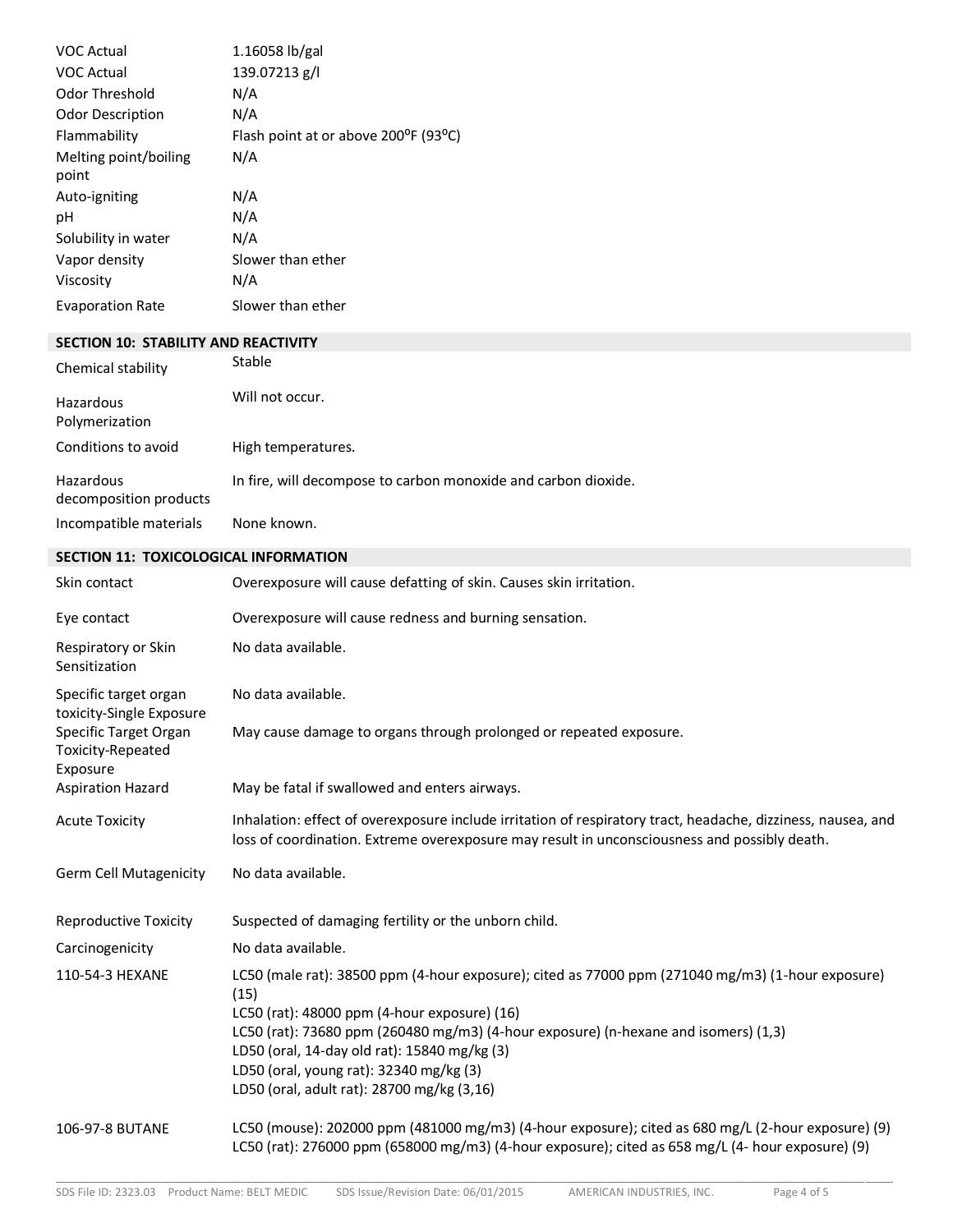| | |
|---|---|
| VOC Actual | 1.16058 lb/gal |
| VOC Actual | 139.07213 g/l |
| Odor Threshold | N/A |
| Odor Description | N/A |
| Flammability | Flash point at or above 200°F (93°C) |
| Melting point/boiling point | N/A |
| Auto-igniting | N/A |
| pH | N/A |
| Solubility in water | N/A |
| Vapor density | Slower than ether |
| Viscosity | N/A |
| Evaporation Rate | Slower than ether |

## SECTION 10: STABILITY AND REACTIVITY

| | |
|---|---|
| Chemical stability | Stable |
| Hazardous Polymerization | Will not occur. |
| Conditions to avoid | High temperatures. |
| Hazardous decomposition products | In fire, will decompose to carbon monoxide and carbon dioxide. |
| Incompatible materials | None known. |

## SECTION 11: TOXICOLOGICAL INFORMATION

| | |
|---|---|
| Skin contact | Overexposure will cause defatting of skin. Causes skin irritation. |
| Eye contact | Overexposure will cause redness and burning sensation. |
| Respiratory or Skin Sensitization | No data available. |
| Specific target organ toxicity-Single Exposure | No data available. |
| Specific Target Organ Toxicity-Repeated Exposure | May cause damage to organs through prolonged or repeated exposure. |
| Aspiration Hazard | May be fatal if swallowed and enters airways. |
| Acute Toxicity | Inhalation: effect of overexposure include irritation of respiratory tract, headache, dizziness, nausea, and loss of coordination. Extreme overexposure may result in unconsciousness and possibly death. |
| Germ Cell Mutagenicity | No data available. |
| Reproductive Toxicity | Suspected of damaging fertility or the unborn child. |
| Carcinogenicity | No data available. |
| 110-54-3 HEXANE | LC50 (male rat): 38500 ppm (4-hour exposure); cited as 77000 ppm (271040 mg/m3) (1-hour exposure) (15)<br>LC50 (rat): 48000 ppm (4-hour exposure) (16)<br>LC50 (rat): 73680 ppm (260480 mg/m3) (4-hour exposure) (n-hexane and isomers) (1,3)<br>LD50 (oral, 14-day old rat): 15840 mg/kg (3)<br>LD50 (oral, young rat): 32340 mg/kg (3)<br>LD50 (oral, adult rat): 28700 mg/kg (3,16) |
| 106-97-8 BUTANE | LC50 (mouse): 202000 ppm (481000 mg/m3) (4-hour exposure); cited as 680 mg/L (2-hour exposure) (9)<br>LC50 (rat): 276000 ppm (658000 mg/m3) (4-hour exposure); cited as 658 mg/L (4- hour exposure) (9) |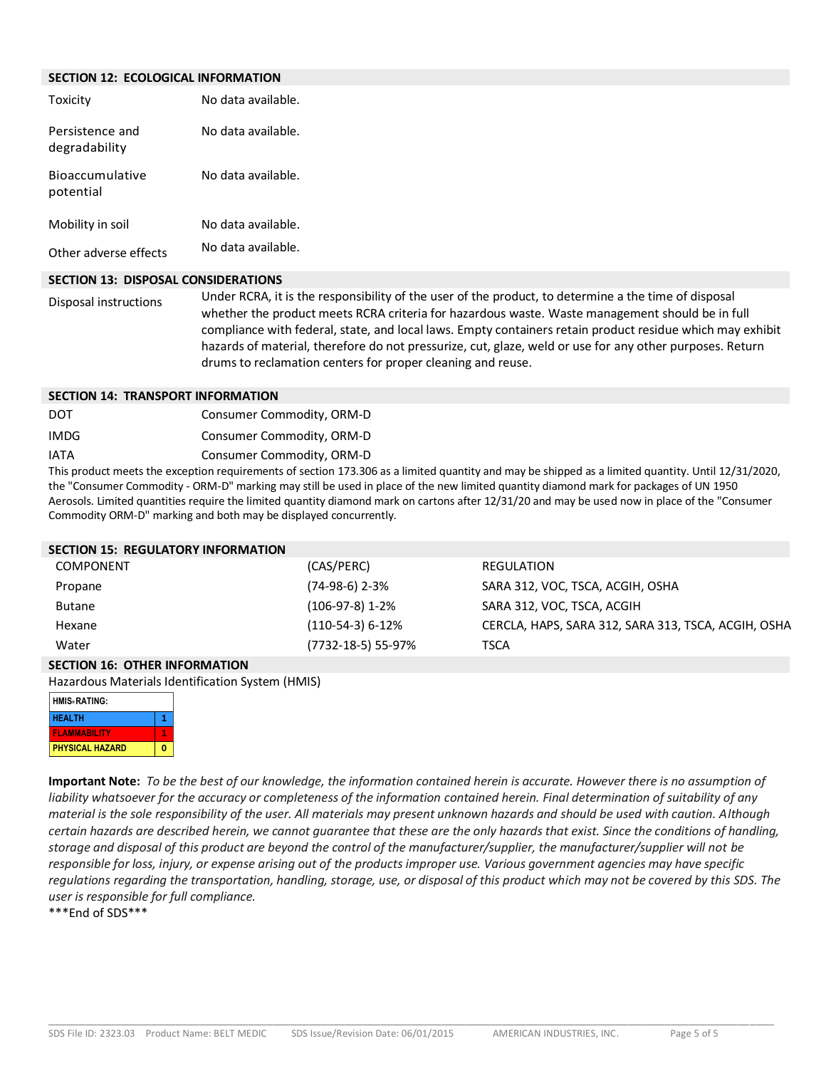## SECTION 12: ECOLOGICAL INFORMATION

| | |
|---|---|
| Toxicity | No data available. |
| Persistence and degradability | No data available. |
| Bioaccumulative potential | No data available. |
| Mobility in soil | No data available. |
| Other adverse effects | No data available. |

## SECTION 13: DISPOSAL CONSIDERATIONS

| | |
|---|---|
| Disposal instructions | Under RCRA, it is the responsibility of the user of the product, to determine a the time of disposal whether the product meets RCRA criteria for hazardous waste. Waste management should be in full compliance with federal, state, and local laws. Empty containers retain product residue which may exhibit hazards of material, therefore do not pressurize, cut, glaze, weld or use for any other purposes. Return drums to reclamation centers for proper cleaning and reuse. |

## SECTION 14: TRANSPORT INFORMATION

| | |
|---|---|
| DOT | Consumer Commodity, ORM-D |
| IMDG | Consumer Commodity, ORM-D |
| IATA | Consumer Commodity, ORM-D |

This product meets the exception requirements of section 173.306 as a limited quantity and may be shipped as a limited quantity. Until 12/31/2020, the "Consumer Commodity - ORM-D" marking may still be used in place of the new limited quantity diamond mark for packages of UN 1950 Aerosols. Limited quantities require the limited quantity diamond mark on cartons after 12/31/20 and may be used now in place of the "Consumer Commodity ORM-D" marking and both may be displayed concurrently.

## SECTION 15: REGULATORY INFORMATION

| COMPONENT | (CAS/PERC) | REGULATION |
|---|---|---|
| Propane | (74-98-6) 2-3% | SARA 312, VOC, TSCA, ACGIH, OSHA |
| Butane | (106-97-8) 1-2% | SARA 312, VOC, TSCA, ACGIH |
| Hexane | (110-54-3) 6-12% | CERCLA, HAPS, SARA 312, SARA 313, TSCA, ACGIH, OSHA |
| Water | (7732-18-5) 55-97% | TSCA |

## SECTION 16: OTHER INFORMATION

Hazardous Materials Identification System (HMIS)

| HMIS® RATING: | |
|---|---|
| HEALTH | 1 |
| FLAMMABILITY | 1 |
| PHYSICAL HAZARD | 0 |

**Important Note:** *To be the best of our knowledge, the information contained herein is accurate. However there is no assumption of liability whatsoever for the accuracy or completeness of the information contained herein. Final determination of suitability of any material is the sole responsibility of the user. All materials may present unknown hazards and should be used with caution. Although certain hazards are described herein, we cannot guarantee that these are the only hazards that exist. Since the conditions of handling, storage and disposal of this product are beyond the control of the manufacturer/supplier, the manufacturer/supplier will not be responsible for loss, injury, or expense arising out of the products improper use. Various government agencies may have specific regulations regarding the transportation, handling, storage, use, or disposal of this product which may not be covered by this SDS. The user is responsible for full compliance.*

***End of SDS***